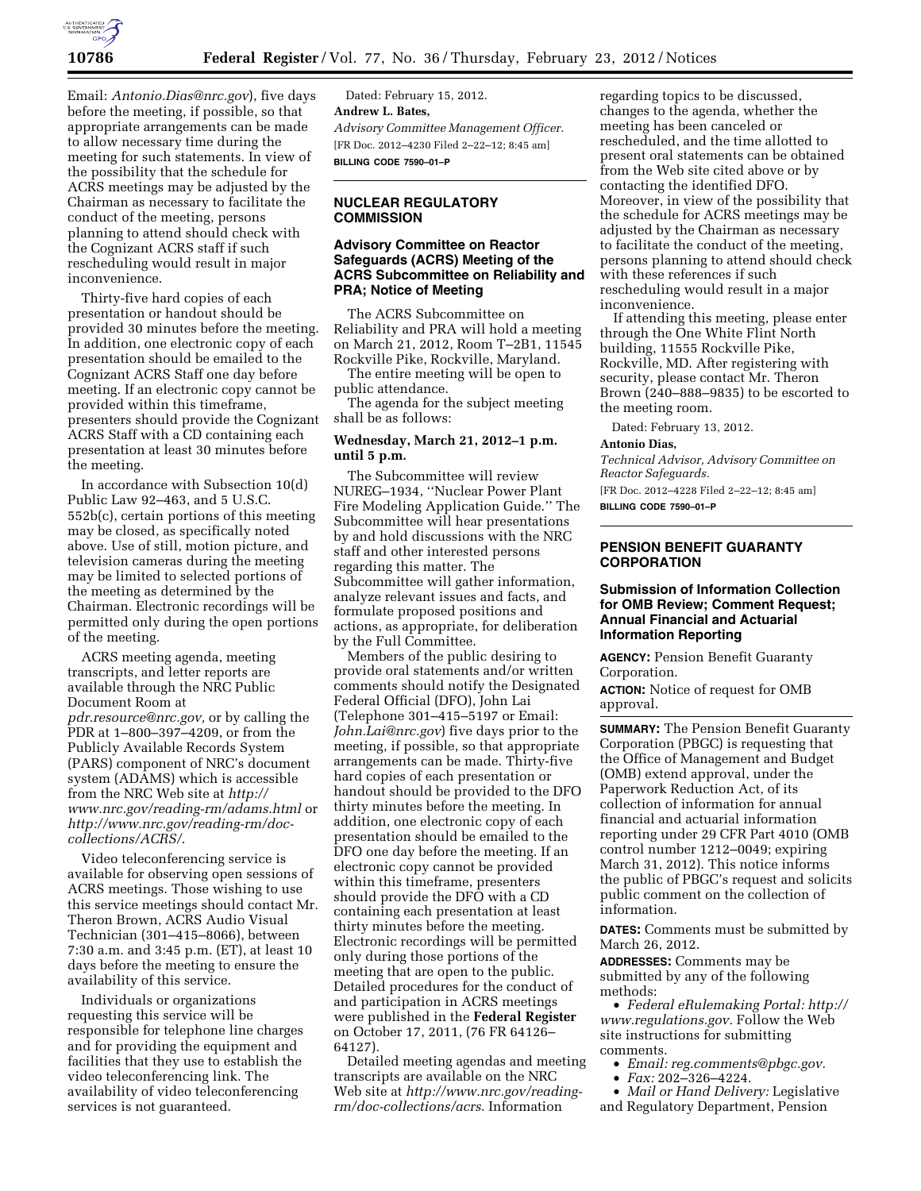Email: *Antonio.Dias@nrc.gov*), five days before the meeting, if possible, so that appropriate arrangements can be made to allow necessary time during the meeting for such statements. In view of the possibility that the schedule for ACRS meetings may be adjusted by the Chairman as necessary to facilitate the conduct of the meeting, persons planning to attend should check with the Cognizant ACRS staff if such rescheduling would result in major inconvenience.

Thirty-five hard copies of each presentation or handout should be provided 30 minutes before the meeting. In addition, one electronic copy of each presentation should be emailed to the Cognizant ACRS Staff one day before meeting. If an electronic copy cannot be provided within this timeframe, presenters should provide the Cognizant ACRS Staff with a CD containing each presentation at least 30 minutes before the meeting.

In accordance with Subsection 10(d) Public Law 92–463, and 5 U.S.C. 552b(c), certain portions of this meeting may be closed, as specifically noted above. Use of still, motion picture, and television cameras during the meeting may be limited to selected portions of the meeting as determined by the Chairman. Electronic recordings will be permitted only during the open portions of the meeting.

ACRS meeting agenda, meeting transcripts, and letter reports are available through the NRC Public Document Room at *pdr.resource@nrc.gov,* or by calling the PDR at 1–800–397–4209, or from the Publicly Available Records System (PARS) component of NRC's document system (ADAMS) which is accessible from the NRC Web site at *http://www.nrc.gov/reading-rm/adams.html* or *http://www.nrc.gov/reading-rm/doc-collections/ACRS/*.

Video teleconferencing service is available for observing open sessions of ACRS meetings. Those wishing to use this service meetings should contact Mr. Theron Brown, ACRS Audio Visual Technician (301–415–8066), between 7:30 a.m. and 3:45 p.m. (ET), at least 10 days before the meeting to ensure the availability of this service.

Individuals or organizations requesting this service will be responsible for telephone line charges and for providing the equipment and facilities that they use to establish the video teleconferencing link. The availability of video teleconferencing services is not guaranteed.

Dated: February 15, 2012.

**Andrew L. Bates,**

*Advisory Committee Management Officer.*

[FR Doc. 2012–4230 Filed 2–22–12; 8:45 am]

**BILLING CODE 7590–01–P**

## NUCLEAR REGULATORY COMMISSION

### Advisory Committee on Reactor Safeguards (ACRS) Meeting of the ACRS Subcommittee on Reliability and PRA; Notice of Meeting

The ACRS Subcommittee on Reliability and PRA will hold a meeting on March 21, 2012, Room T–2B1, 11545 Rockville Pike, Rockville, Maryland.

The entire meeting will be open to public attendance.

The agenda for the subject meeting shall be as follows:

**Wednesday, March 21, 2012–1 p.m. until 5 p.m.**

The Subcommittee will review NUREG–1934, ''Nuclear Power Plant Fire Modeling Application Guide.'' The Subcommittee will hear presentations by and hold discussions with the NRC staff and other interested persons regarding this matter. The Subcommittee will gather information, analyze relevant issues and facts, and formulate proposed positions and actions, as appropriate, for deliberation by the Full Committee.

Members of the public desiring to provide oral statements and/or written comments should notify the Designated Federal Official (DFO), John Lai (Telephone 301–415–5197 or Email: *John.Lai@nrc.gov*) five days prior to the meeting, if possible, so that appropriate arrangements can be made. Thirty-five hard copies of each presentation or handout should be provided to the DFO thirty minutes before the meeting. In addition, one electronic copy of each presentation should be emailed to the DFO one day before the meeting. If an electronic copy cannot be provided within this timeframe, presenters should provide the DFO with a CD containing each presentation at least thirty minutes before the meeting. Electronic recordings will be permitted only during those portions of the meeting that are open to the public. Detailed procedures for the conduct of and participation in ACRS meetings were published in the **Federal Register** on October 17, 2011, (76 FR 64126–64127).

Detailed meeting agendas and meeting transcripts are available on the NRC Web site at *http://www.nrc.gov/reading-rm/doc-collections/acrs*. Information regarding topics to be discussed, changes to the agenda, whether the meeting has been canceled or rescheduled, and the time allotted to present oral statements can be obtained from the Web site cited above or by contacting the identified DFO. Moreover, in view of the possibility that the schedule for ACRS meetings may be adjusted by the Chairman as necessary to facilitate the conduct of the meeting, persons planning to attend should check with these references if such rescheduling would result in a major inconvenience.

If attending this meeting, please enter through the One White Flint North building, 11555 Rockville Pike, Rockville, MD. After registering with security, please contact Mr. Theron Brown (240–888–9835) to be escorted to the meeting room.

Dated: February 13, 2012.

**Antonio Dias,**

*Technical Advisor, Advisory Committee on Reactor Safeguards.*

[FR Doc. 2012–4228 Filed 2–22–12; 8:45 am]

**BILLING CODE 7590–01–P**

## PENSION BENEFIT GUARANTY CORPORATION

### Submission of Information Collection for OMB Review; Comment Request; Annual Financial and Actuarial Information Reporting

**AGENCY:** Pension Benefit Guaranty Corporation.

**ACTION:** Notice of request for OMB approval.

**SUMMARY:** The Pension Benefit Guaranty Corporation (PBGC) is requesting that the Office of Management and Budget (OMB) extend approval, under the Paperwork Reduction Act, of its collection of information for annual financial and actuarial information reporting under 29 CFR Part 4010 (OMB control number 1212–0049; expiring March 31, 2012). This notice informs the public of PBGC's request and solicits public comment on the collection of information.

**DATES:** Comments must be submitted by March 26, 2012.

**ADDRESSES:** Comments may be submitted by any of the following methods:

- *Federal eRulemaking Portal: http://www.regulations.gov.* Follow the Web site instructions for submitting comments.
- *Email: reg.comments@pbgc.gov.*
- *Fax:* 202–326–4224.
- *Mail or Hand Delivery:* Legislative and Regulatory Department, Pension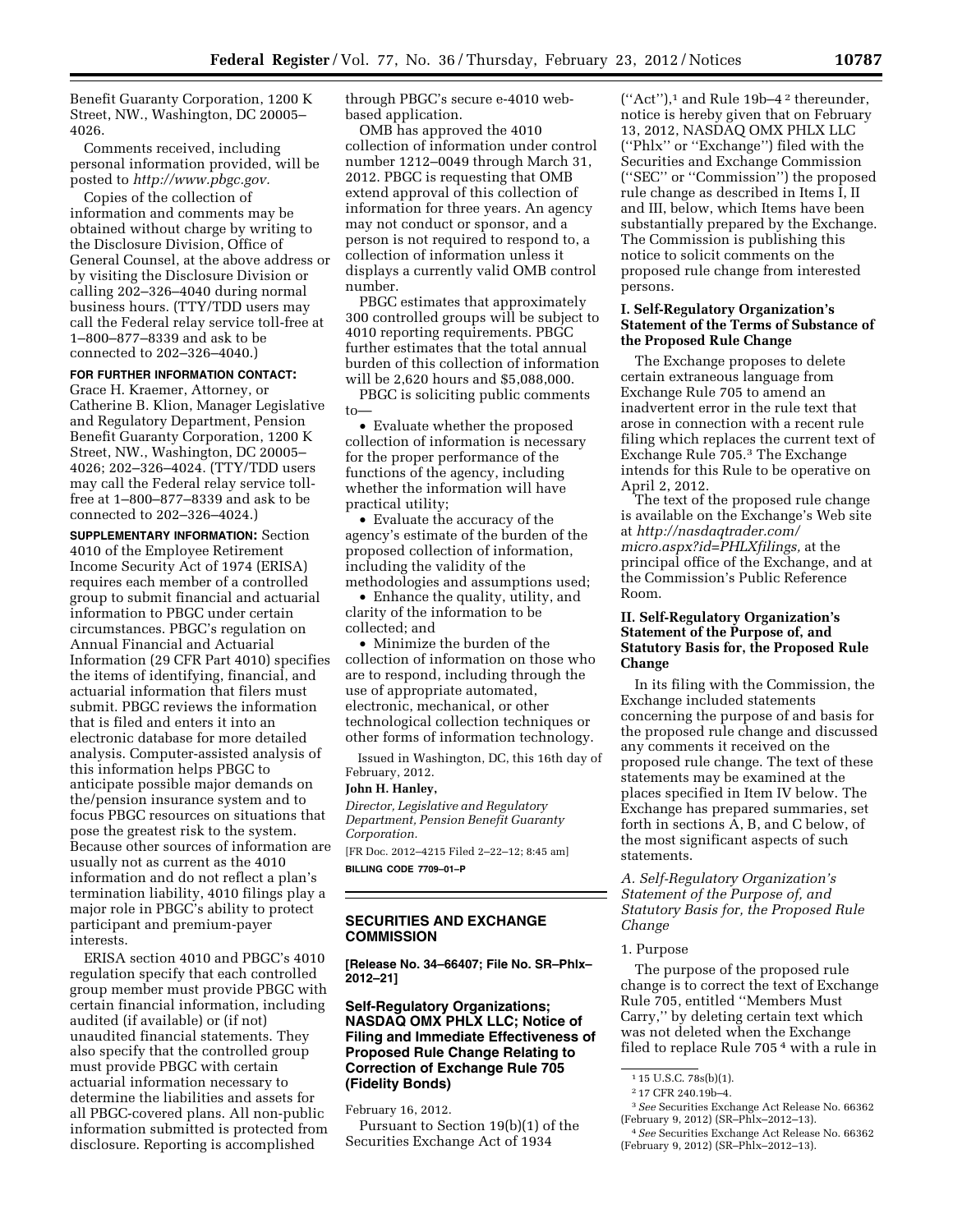Benefit Guaranty Corporation, 1200 K Street, NW., Washington, DC 20005–4026.

Comments received, including personal information provided, will be posted to *http://www.pbgc.gov.*

Copies of the collection of information and comments may be obtained without charge by writing to the Disclosure Division, Office of General Counsel, at the above address or by visiting the Disclosure Division or calling 202–326–4040 during normal business hours. (TTY/TDD users may call the Federal relay service toll-free at 1–800–877–8339 and ask to be connected to 202–326–4040.)

**FOR FURTHER INFORMATION CONTACT:** Grace H. Kraemer, Attorney, or Catherine B. Klion, Manager Legislative and Regulatory Department, Pension Benefit Guaranty Corporation, 1200 K Street, NW., Washington, DC 20005–4026; 202–326–4024. (TTY/TDD users may call the Federal relay service toll-free at 1–800–877–8339 and ask to be connected to 202–326–4024.)

**SUPPLEMENTARY INFORMATION:** Section 4010 of the Employee Retirement Income Security Act of 1974 (ERISA) requires each member of a controlled group to submit financial and actuarial information to PBGC under certain circumstances. PBGC's regulation on Annual Financial and Actuarial Information (29 CFR Part 4010) specifies the items of identifying, financial, and actuarial information that filers must submit. PBGC reviews the information that is filed and enters it into an electronic database for more detailed analysis. Computer-assisted analysis of this information helps PBGC to anticipate possible major demands on the/pension insurance system and to focus PBGC resources on situations that pose the greatest risk to the system. Because other sources of information are usually not as current as the 4010 information and do not reflect a plan's termination liability, 4010 filings play a major role in PBGC's ability to protect participant and premium-payer interests.

ERISA section 4010 and PBGC's 4010 regulation specify that each controlled group member must provide PBGC with certain financial information, including audited (if available) or (if not) unaudited financial statements. They also specify that the controlled group must provide PBGC with certain actuarial information necessary to determine the liabilities and assets for all PBGC-covered plans. All non-public information submitted is protected from disclosure. Reporting is accomplished through PBGC's secure e-4010 web-based application.

OMB has approved the 4010 collection of information under control number 1212–0049 through March 31, 2012. PBGC is requesting that OMB extend approval of this collection of information for three years. An agency may not conduct or sponsor, and a person is not required to respond to, a collection of information unless it displays a currently valid OMB control number.

PBGC estimates that approximately 300 controlled groups will be subject to 4010 reporting requirements. PBGC further estimates that the total annual burden of this collection of information will be 2,620 hours and $5,088,000.

PBGC is soliciting public comments to—

- Evaluate whether the proposed collection of information is necessary for the proper performance of the functions of the agency, including whether the information will have practical utility;
- Evaluate the accuracy of the agency's estimate of the burden of the proposed collection of information, including the validity of the methodologies and assumptions used;
- Enhance the quality, utility, and clarity of the information to be collected; and
- Minimize the burden of the collection of information on those who are to respond, including through the use of appropriate automated, electronic, mechanical, or other technological collection techniques or other forms of information technology.

Issued in Washington, DC, this 16th day of February, 2012.

**John H. Hanley,**

*Director, Legislative and Regulatory Department, Pension Benefit Guaranty Corporation.*

[FR Doc. 2012–4215 Filed 2–22–12; 8:45 am]

**BILLING CODE 7709–01–P**

## SECURITIES AND EXCHANGE COMMISSION

**[Release No. 34–66407; File No. SR–Phlx–2012–21]**

## Self-Regulatory Organizations; NASDAQ OMX PHLX LLC; Notice of Filing and Immediate Effectiveness of Proposed Rule Change Relating to Correction of Exchange Rule 705 (Fidelity Bonds)

February 16, 2012.

Pursuant to Section 19(b)(1) of the Securities Exchange Act of 1934 (''Act''),[1] and Rule 19b–4[2] thereunder, notice is hereby given that on February 13, 2012, NASDAQ OMX PHLX LLC (''Phlx'' or ''Exchange'') filed with the Securities and Exchange Commission (''SEC'' or ''Commission'') the proposed rule change as described in Items I, II and III, below, which Items have been substantially prepared by the Exchange. The Commission is publishing this notice to solicit comments on the proposed rule change from interested persons.

### I. Self-Regulatory Organization's Statement of the Terms of Substance of the Proposed Rule Change

The Exchange proposes to delete certain extraneous language from Exchange Rule 705 to amend an inadvertent error in the rule text that arose in connection with a recent rule filing which replaces the current text of Exchange Rule 705.[3] The Exchange intends for this Rule to be operative on April 2, 2012.

The text of the proposed rule change is available on the Exchange's Web site at *http://nasdaqtrader.com/micro.aspx?id=PHLXfilings,* at the principal office of the Exchange, and at the Commission's Public Reference Room.

### II. Self-Regulatory Organization's Statement of the Purpose of, and Statutory Basis for, the Proposed Rule Change

In its filing with the Commission, the Exchange included statements concerning the purpose of and basis for the proposed rule change and discussed any comments it received on the proposed rule change. The text of these statements may be examined at the places specified in Item IV below. The Exchange has prepared summaries, set forth in sections A, B, and C below, of the most significant aspects of such statements.

*A. Self-Regulatory Organization's Statement of the Purpose of, and Statutory Basis for, the Proposed Rule Change*

1. Purpose

The purpose of the proposed rule change is to correct the text of Exchange Rule 705, entitled ''Members Must Carry,'' by deleting certain text which was not deleted when the Exchange filed to replace Rule 705[4] with a rule in

[1] 15 U.S.C. 78s(b)(1).

[2] 17 CFR 240.19b–4.

[3] *See* Securities Exchange Act Release No. 66362 (February 9, 2012) (SR–Phlx–2012–13).

[4] *See* Securities Exchange Act Release No. 66362 (February 9, 2012) (SR–Phlx–2012–13).